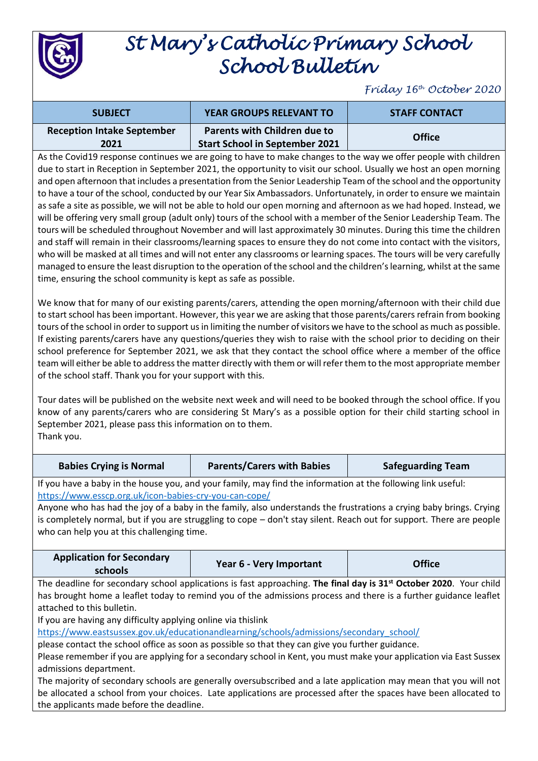# St Mary's Catholic Primary School
# School Bulletin

*Friday 16th October 2020*

| SUBJECT | YEAR GROUPS RELEVANT TO | STAFF CONTACT |
|---|---|---|
| **Reception Intake September 2021** | **Parents with Children due to Start School in September 2021** | **Office** |

As the Covid19 response continues we are going to have to make changes to the way we offer people with children due to start in Reception in September 2021, the opportunity to visit our school. Usually we host an open morning and open afternoon that includes a presentation from the Senior Leadership Team of the school and the opportunity to have a tour of the school, conducted by our Year Six Ambassadors. Unfortunately, in order to ensure we maintain as safe a site as possible, we will not be able to hold our open morning and afternoon as we had hoped. Instead, we will be offering very small group (adult only) tours of the school with a member of the Senior Leadership Team. The tours will be scheduled throughout November and will last approximately 30 minutes. During this time the children and staff will remain in their classrooms/learning spaces to ensure they do not come into contact with the visitors, who will be masked at all times and will not enter any classrooms or learning spaces. The tours will be very carefully managed to ensure the least disruption to the operation of the school and the children's learning, whilst at the same time, ensuring the school community is kept as safe as possible.

We know that for many of our existing parents/carers, attending the open morning/afternoon with their child due to start school has been important. However, this year we are asking that those parents/carers refrain from booking tours of the school in order to support us in limiting the number of visitors we have to the school as much as possible. If existing parents/carers have any questions/queries they wish to raise with the school prior to deciding on their school preference for September 2021, we ask that they contact the school office where a member of the office team will either be able to address the matter directly with them or will refer them to the most appropriate member of the school staff. Thank you for your support with this.

Tour dates will be published on the website next week and will need to be booked through the school office. If you know of any parents/carers who are considering St Mary's as a possible option for their child starting school in September 2021, please pass this information on to them.
Thank you.

| **Babies Crying is Normal** | **Parents/Carers with Babies** | **Safeguarding Team** |
|---|---|---|

If you have a baby in the house you, and your family, may find the information at the following link useful:
https://www.esscp.org.uk/icon-babies-cry-you-can-cope/
Anyone who has had the joy of a baby in the family, also understands the frustrations a crying baby brings. Crying is completely normal, but if you are struggling to cope – don't stay silent. Reach out for support. There are people who can help you at this challenging time.

| **Application for Secondary schools** | **Year 6 - Very Important** | **Office** |
|---|---|---|

The deadline for secondary school applications is fast approaching. **The final day is 31st October 2020**. Your child has brought home a leaflet today to remind you of the admissions process and there is a further guidance leaflet attached to this bulletin.
If you are having any difficulty applying online via thislink
https://www.eastsussex.gov.uk/educationandlearning/schools/admissions/secondary_school/
please contact the school office as soon as possible so that they can give you further guidance.
Please remember if you are applying for a secondary school in Kent, you must make your application via East Sussex admissions department.
The majority of secondary schools are generally oversubscribed and a late application may mean that you will not be allocated a school from your choices. Late applications are processed after the spaces have been allocated to the applicants made before the deadline.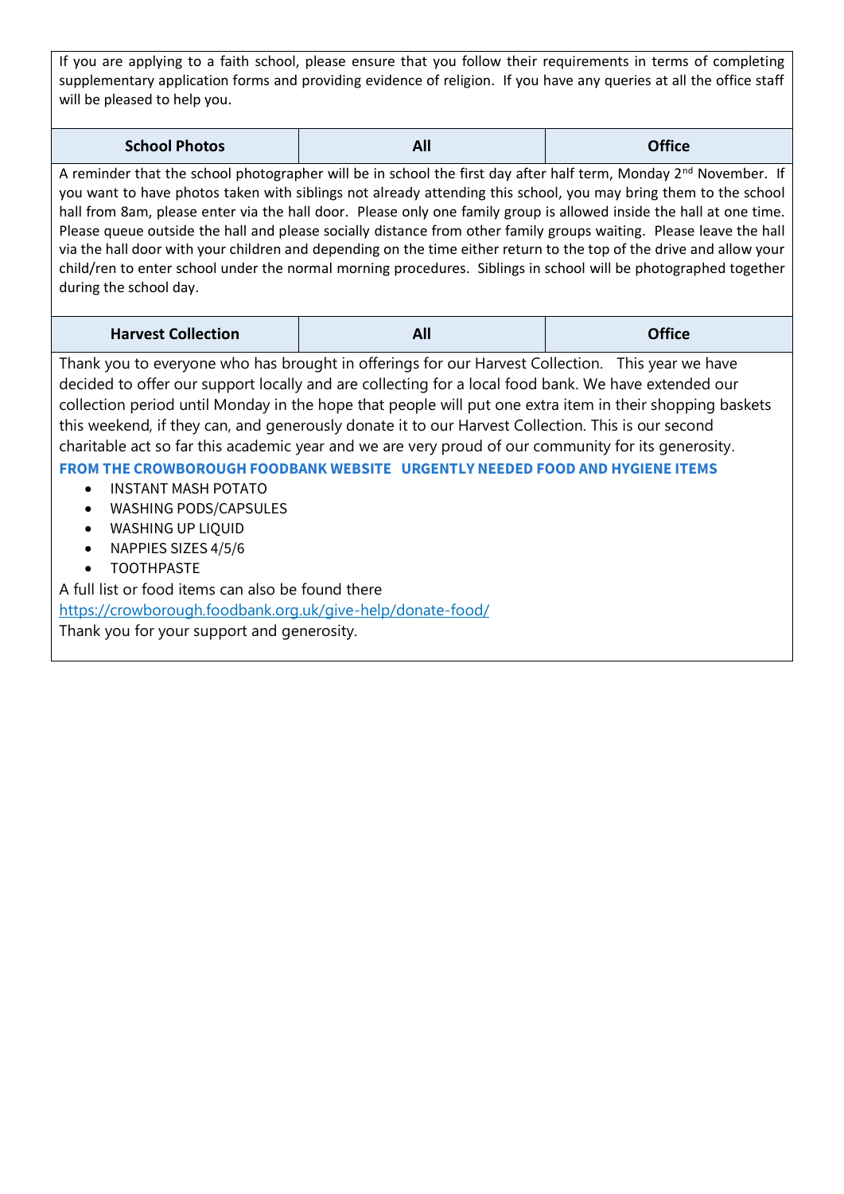If you are applying to a faith school, please ensure that you follow their requirements in terms of completing supplementary application forms and providing evidence of religion. If you have any queries at all the office staff will be pleased to help you.

| School Photos | All | Office |
| --- | --- | --- |

A reminder that the school photographer will be in school the first day after half term, Monday 2nd November. If you want to have photos taken with siblings not already attending this school, you may bring them to the school hall from 8am, please enter via the hall door. Please only one family group is allowed inside the hall at one time. Please queue outside the hall and please socially distance from other family groups waiting. Please leave the hall via the hall door with your children and depending on the time either return to the top of the drive and allow your child/ren to enter school under the normal morning procedures. Siblings in school will be photographed together during the school day.

| Harvest Collection | All | Office |
| --- | --- | --- |

Thank you to everyone who has brought in offerings for our Harvest Collection. This year we have decided to offer our support locally and are collecting for a local food bank. We have extended our collection period until Monday in the hope that people will put one extra item in their shopping baskets this weekend, if they can, and generously donate it to our Harvest Collection. This is our second charitable act so far this academic year and we are very proud of our community for its generosity.

**FROM THE CROWBOROUGH FOODBANK WEBSITE URGENTLY NEEDED FOOD AND HYGIENE ITEMS**

- INSTANT MASH POTATO
- WASHING PODS/CAPSULES
- WASHING UP LIQUID
- NAPPIES SIZES 4/5/6
- TOOTHPASTE

A full list or food items can also be found there
https://crowborough.foodbank.org.uk/give-help/donate-food/
Thank you for your support and generosity.